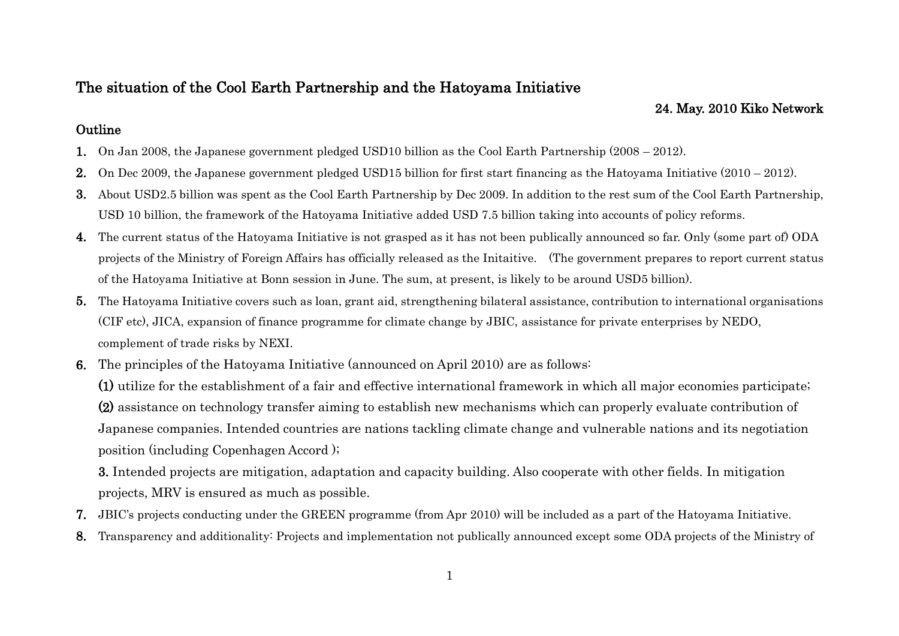# The situation of the Cool Earth Partnership and the Hatoyama Initiative

**24. May. 2010 Kiko Network**

## Outline

1. On Jan 2008, the Japanese government pledged USD10 billion as the Cool Earth Partnership (2008 – 2012).
2. On Dec 2009, the Japanese government pledged USD15 billion for first start financing as the Hatoyama Initiative (2010 – 2012).
3. About USD2.5 billion was spent as the Cool Earth Partnership by Dec 2009. In addition to the rest sum of the Cool Earth Partnership, USD 10 billion, the framework of the Hatoyama Initiative added USD 7.5 billion taking into accounts of policy reforms.
4. The current status of the Hatoyama Initiative is not grasped as it has not been publically announced so far. Only (some part of) ODA projects of the Ministry of Foreign Affairs has officially released as the Initaitive. (The government prepares to report current status of the Hatoyama Initiative at Bonn session in June. The sum, at present, is likely to be around USD5 billion).
5. The Hatoyama Initiative covers such as loan, grant aid, strengthening bilateral assistance, contribution to international organisations (CIF etc), JICA, expansion of finance programme for climate change by JBIC, assistance for private enterprises by NEDO, complement of trade risks by NEXI.
6. The principles of the Hatoyama Initiative (announced on April 2010) are as follows:

   **(1)** utilize for the establishment of a fair and effective international framework in which all major economies participate;

   **(2)** assistance on technology transfer aiming to establish new mechanisms which can properly evaluate contribution of Japanese companies. Intended countries are nations tackling climate change and vulnerable nations and its negotiation position (including Copenhagen Accord );

   **3.** Intended projects are mitigation, adaptation and capacity building. Also cooperate with other fields. In mitigation projects, MRV is ensured as much as possible.
7. JBIC's projects conducting under the GREEN programme (from Apr 2010) will be included as a part of the Hatoyama Initiative.
8. Transparency and additionality: Projects and implementation not publically announced except some ODA projects of the Ministry of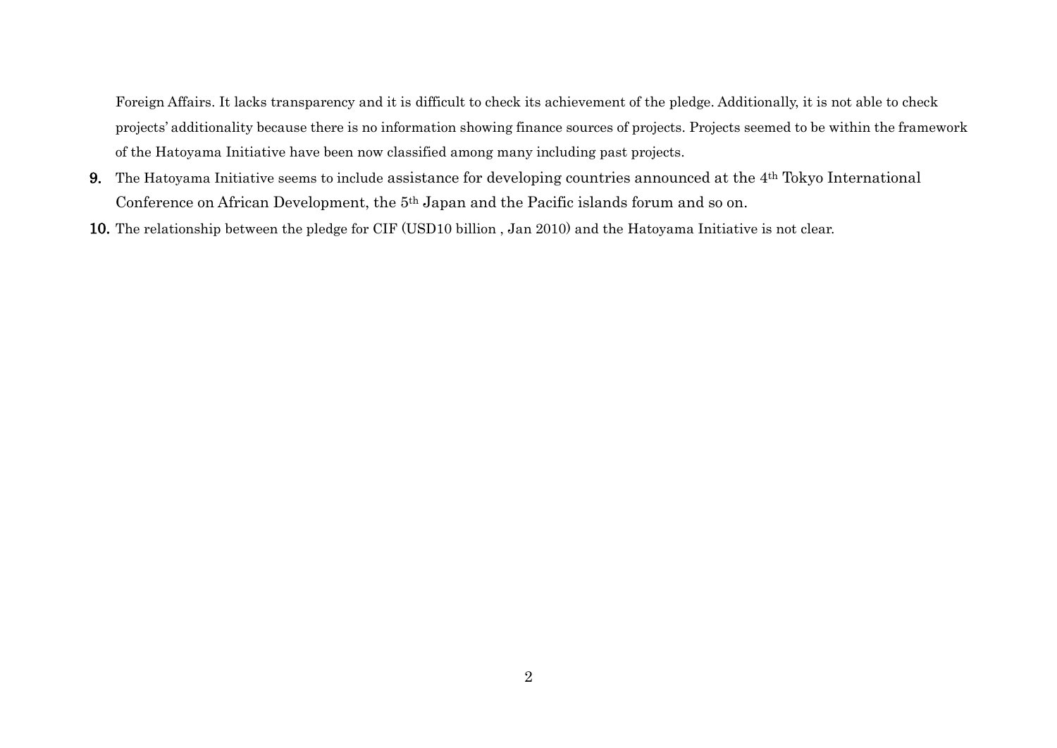Foreign Affairs. It lacks transparency and it is difficult to check its achievement of the pledge. Additionally, it is not able to check projects' additionality because there is no information showing finance sources of projects. Projects seemed to be within the framework of the Hatoyama Initiative have been now classified among many including past projects.

9. The Hatoyama Initiative seems to include assistance for developing countries announced at the 4th Tokyo International Conference on African Development, the 5th Japan and the Pacific islands forum and so on.
10. The relationship between the pledge for CIF (USD10 billion , Jan 2010) and the Hatoyama Initiative is not clear.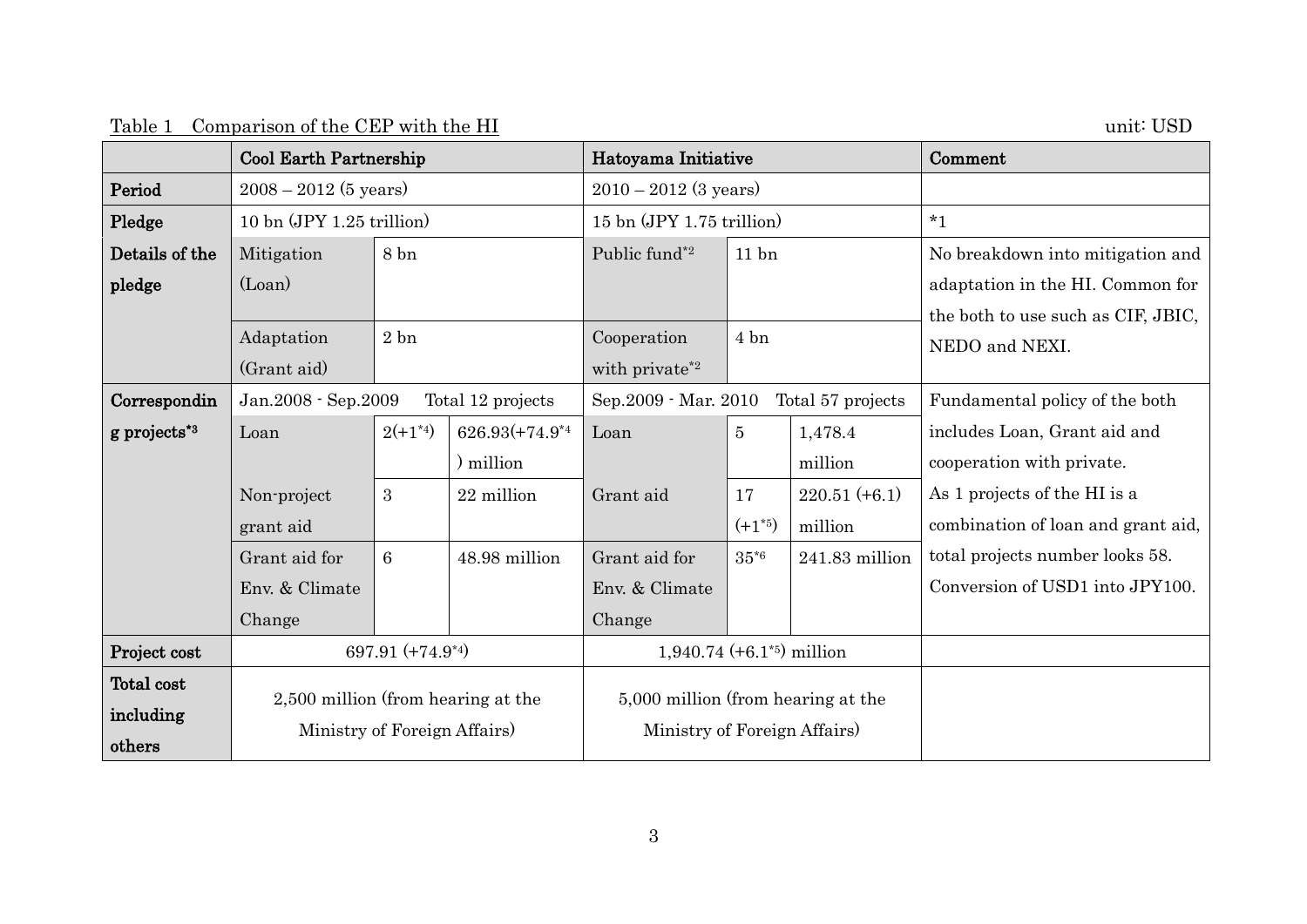Table 1　Comparison of the CEP with the HI

unit: USD

| | Cool Earth Partnership | | | Hatoyama Initiative | | | Comment |
|---|---|---|---|---|---|---|---|
| Period | 2008 – 2012 (5 years) | | | 2010 – 2012 (3 years) | | | |
| Pledge | 10 bn (JPY 1.25 trillion) | | | 15 bn (JPY 1.75 trillion) | | | *1 |
| Details of the pledge | Mitigation (Loan) | 8 bn | | Public fund*2 | 11 bn | | No breakdown into mitigation and adaptation in the HI. Common for the both to use such as CIF, JBIC, NEDO and NEXI. |
| | Adaptation (Grant aid) | 2 bn | | Cooperation with private*2 | 4 bn | | |
| Corresponding projects*3 | Jan.2008 - Sep.2009　Total 12 projects | | | Sep.2009 - Mar. 2010　Total 57 projects | | | Fundamental policy of the both includes Loan, Grant aid and cooperation with private. As 1 projects of the HI is a combination of loan and grant aid, total projects number looks 58. Conversion of USD1 into JPY100. |
| | Loan | 2(+1*4) | 626.93(+74.9*4) million | Loan | 5 | 1,478.4 million | |
| | Non-project grant aid | 3 | 22 million | Grant aid | 17 (+1*5) | 220.51 (+6.1) million | |
| | Grant aid for Env. & Climate Change | 6 | 48.98 million | Grant aid for Env. & Climate Change | 35*6 | 241.83 million | |
| Project cost | 697.91 (+74.9*4) | | | 1,940.74 (+6.1*5) million | | | |
| Total cost including others | 2,500 million (from hearing at the Ministry of Foreign Affairs) | | | 5,000 million (from hearing at the Ministry of Foreign Affairs) | | | |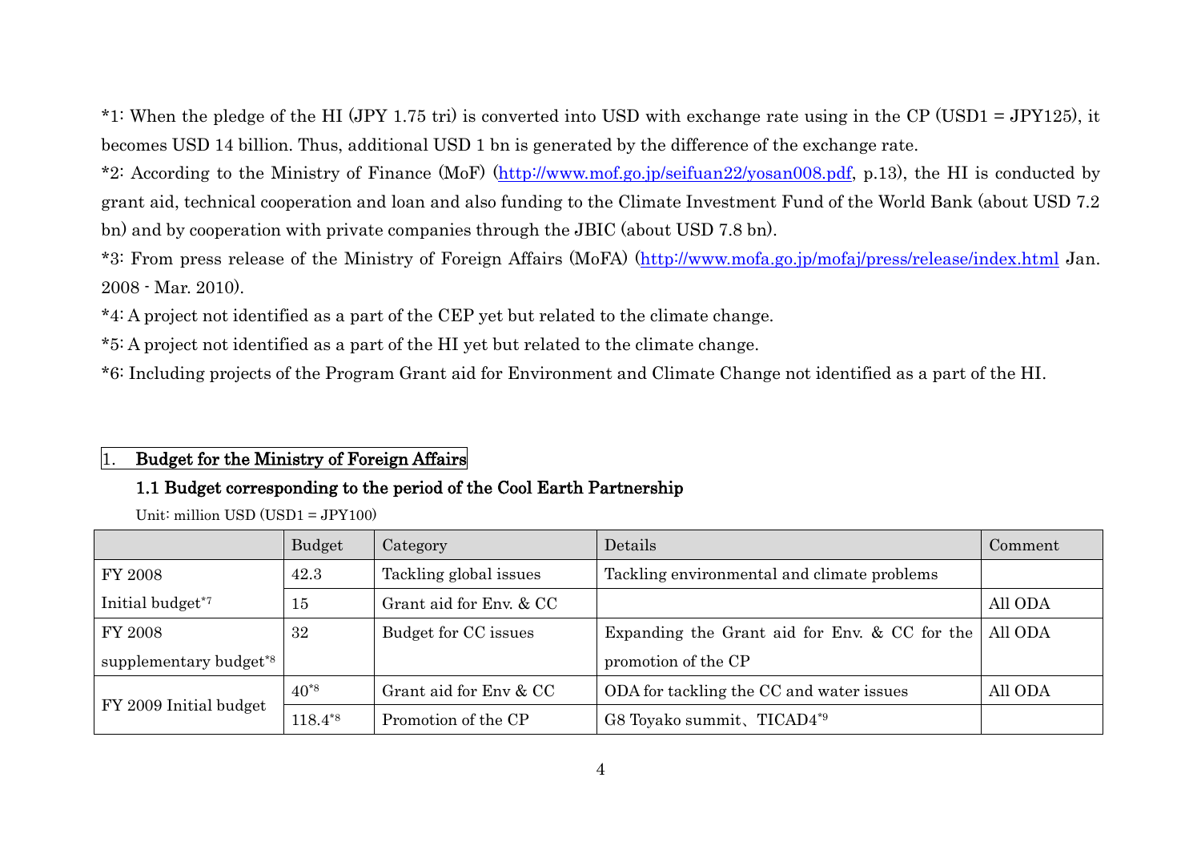*1: When the pledge of the HI (JPY 1.75 tri) is converted into USD with exchange rate using in the CP (USD1 = JPY125), it becomes USD 14 billion. Thus, additional USD 1 bn is generated by the difference of the exchange rate.

*2: According to the Ministry of Finance (MoF) (http://www.mof.go.jp/seifuan22/yosan008.pdf, p.13), the HI is conducted by grant aid, technical cooperation and loan and also funding to the Climate Investment Fund of the World Bank (about USD 7.2 bn) and by cooperation with private companies through the JBIC (about USD 7.8 bn).

*3: From press release of the Ministry of Foreign Affairs (MoFA) (http://www.mofa.go.jp/mofaj/press/release/index.html Jan. 2008 - Mar. 2010).

*4: A project not identified as a part of the CEP yet but related to the climate change.

*5: A project not identified as a part of the HI yet but related to the climate change.

*6: Including projects of the Program Grant aid for Environment and Climate Change not identified as a part of the HI.

## 1. Budget for the Ministry of Foreign Affairs

### 1.1 Budget corresponding to the period of the Cool Earth Partnership

Unit: million USD (USD1 = JPY100)

| | Budget | Category | Details | Comment |
|---|---|---|---|---|
| FY 2008 Initial budget[*7] | 42.3 | Tackling global issues | Tackling environmental and climate problems | |
| | 15 | Grant aid for Env. & CC | | All ODA |
| FY 2008 supplementary budget[*8] | 32 | Budget for CC issues | Expanding the Grant aid for Env. & CC for the promotion of the CP | All ODA |
| FY 2009 Initial budget | 40[*8] | Grant aid for Env & CC | ODA for tackling the CC and water issues | All ODA |
| | 118.4[*8] | Promotion of the CP | G8 Toyako summit、TICAD4[*9] | |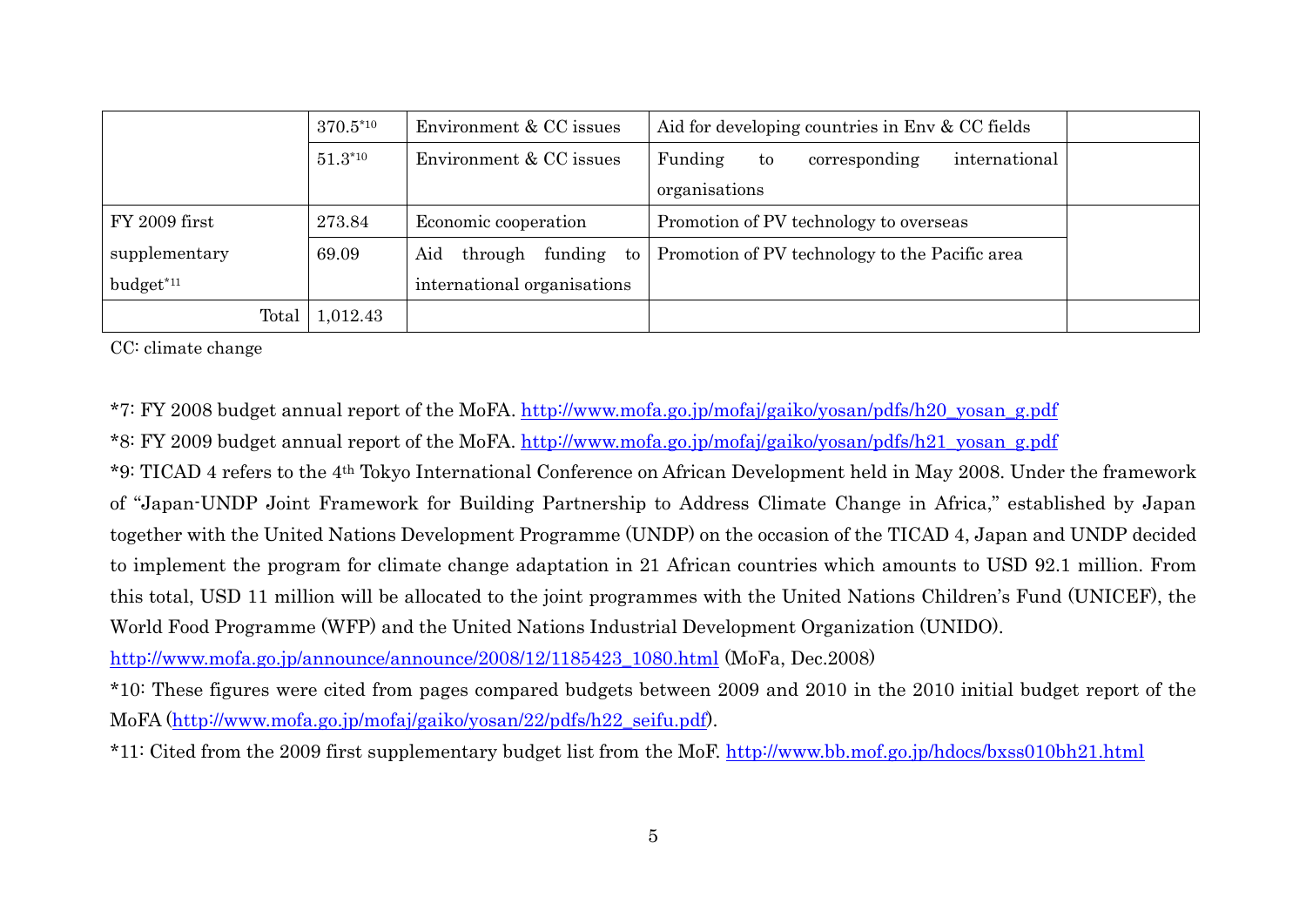| | | | | |
|---|---|---|---|---|
| | 370.5[*10] | Environment & CC issues | Aid for developing countries in Env & CC fields | |
| | 51.3[*10] | Environment & CC issues | Funding to corresponding international organisations | |
| FY 2009 first supplementary budget[*11] | 273.84 | Economic cooperation | Promotion of PV technology to overseas | |
| | 69.09 | Aid through funding to international organisations | Promotion of PV technology to the Pacific area | |
| Total | 1,012.43 | | | |

CC: climate change

*7: FY 2008 budget annual report of the MoFA. http://www.mofa.go.jp/mofaj/gaiko/yosan/pdfs/h20_yosan_g.pdf

*8: FY 2009 budget annual report of the MoFA. http://www.mofa.go.jp/mofaj/gaiko/yosan/pdfs/h21_yosan_g.pdf

*9: TICAD 4 refers to the 4th Tokyo International Conference on African Development held in May 2008. Under the framework of "Japan-UNDP Joint Framework for Building Partnership to Address Climate Change in Africa," established by Japan together with the United Nations Development Programme (UNDP) on the occasion of the TICAD 4, Japan and UNDP decided to implement the program for climate change adaptation in 21 African countries which amounts to USD 92.1 million. From this total, USD 11 million will be allocated to the joint programmes with the United Nations Children's Fund (UNICEF), the World Food Programme (WFP) and the United Nations Industrial Development Organization (UNIDO). http://www.mofa.go.jp/announce/announce/2008/12/1185423_1080.html (MoFa, Dec.2008)

*10: These figures were cited from pages compared budgets between 2009 and 2010 in the 2010 initial budget report of the MoFA (http://www.mofa.go.jp/mofaj/gaiko/yosan/22/pdfs/h22_seifu.pdf).

*11: Cited from the 2009 first supplementary budget list from the MoF. http://www.bb.mof.go.jp/hdocs/bxss010bh21.html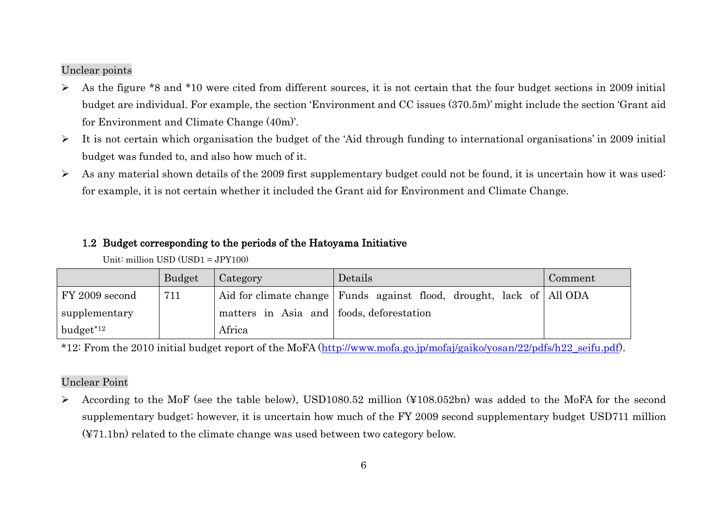Unclear points

- As the figure *8 and *10 were cited from different sources, it is not certain that the four budget sections in 2009 initial budget are individual. For example, the section 'Environment and CC issues (370.5m)' might include the section 'Grant aid for Environment and Climate Change (40m)'.
- It is not certain which organisation the budget of the 'Aid through funding to international organisations' in 2009 initial budget was funded to, and also how much of it.
- As any material shown details of the 2009 first supplementary budget could not be found, it is uncertain how it was used: for example, it is not certain whether it included the Grant aid for Environment and Climate Change.

### 1.2 Budget corresponding to the periods of the Hatoyama Initiative

Unit: million USD (USD1 = JPY100)

| | Budget | Category | Details | Comment |
|---|---|---|---|---|
| FY 2009 second supplementary budget[*12] | 711 | Aid for climate change matters in Asia and Africa | Funds against flood, drought, lack of foods, deforestation | All ODA |

*12: From the 2010 initial budget report of the MoFA (http://www.mofa.go.jp/mofaj/gaiko/yosan/22/pdfs/h22_seifu.pdf).

Unclear Point

- According to the MoF (see the table below), USD1080.52 million (¥108.052bn) was added to the MoFA for the second supplementary budget; however, it is uncertain how much of the FY 2009 second supplementary budget USD711 million (¥71.1bn) related to the climate change was used between two category below.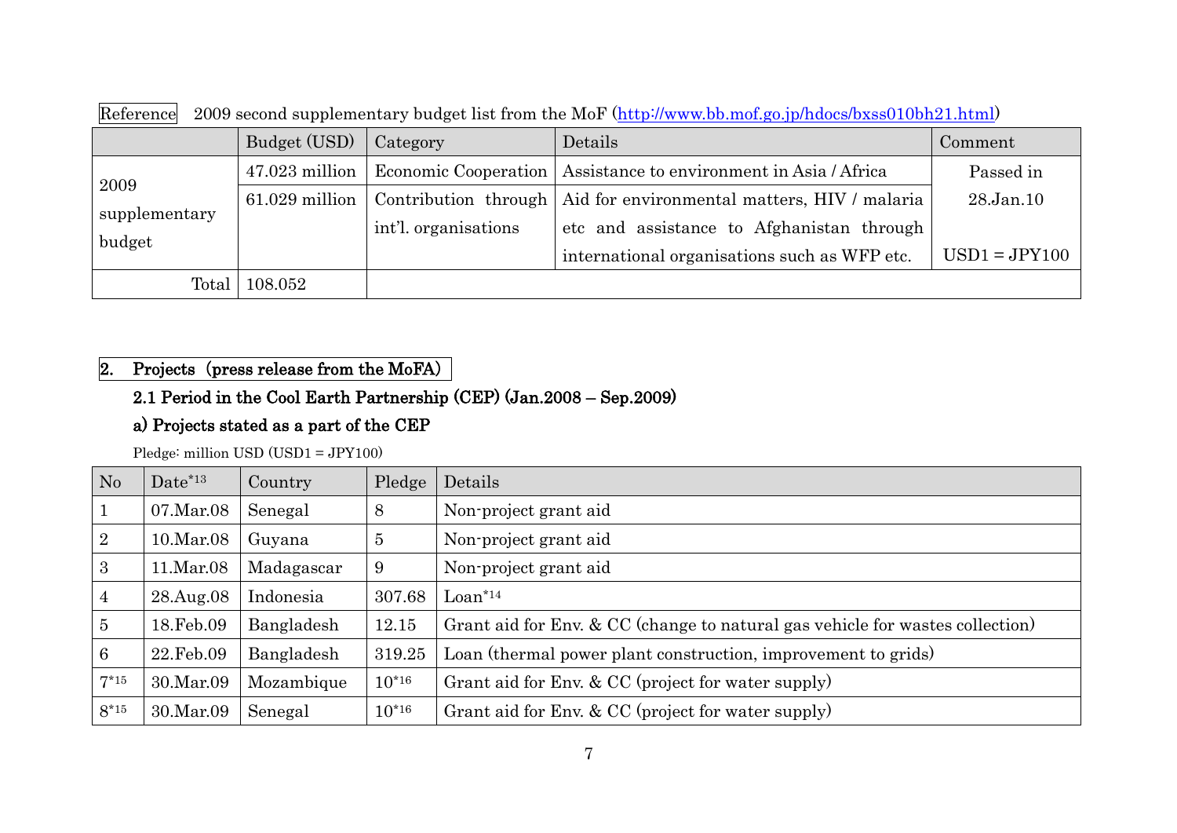Reference  2009 second supplementary budget list from the MoF (http://www.bb.mof.go.jp/hdocs/bxss010bh21.html)

| | Budget (USD) | Category | Details | Comment |
|---|---|---|---|---|
| 2009 supplementary budget | 47.023 million | Economic Cooperation | Assistance to environment in Asia / Africa | Passed in 28.Jan.10 USD1 = JPY100 |
| | 61.029 million | Contribution through int'l. organisations | Aid for environmental matters, HIV / malaria etc and assistance to Afghanistan through international organisations such as WFP etc. | |
| Total | 108.052 | | | |

## 2. Projects (press release from the MoFA)

### 2.1 Period in the Cool Earth Partnership (CEP) (Jan.2008 – Sep.2009)

#### a) Projects stated as a part of the CEP

Pledge: million USD (USD1 = JPY100)

| No | Date[*13] | Country | Pledge | Details |
|---|---|---|---|---|
| 1 | 07.Mar.08 | Senegal | 8 | Non-project grant aid |
| 2 | 10.Mar.08 | Guyana | 5 | Non-project grant aid |
| 3 | 11.Mar.08 | Madagascar | 9 | Non-project grant aid |
| 4 | 28.Aug.08 | Indonesia | 307.68 | Loan[*14] |
| 5 | 18.Feb.09 | Bangladesh | 12.15 | Grant aid for Env. & CC (change to natural gas vehicle for wastes collection) |
| 6 | 22.Feb.09 | Bangladesh | 319.25 | Loan (thermal power plant construction, improvement to grids) |
| 7[*15] | 30.Mar.09 | Mozambique | 10[*16] | Grant aid for Env. & CC (project for water supply) |
| 8[*15] | 30.Mar.09 | Senegal | 10[*16] | Grant aid for Env. & CC (project for water supply) |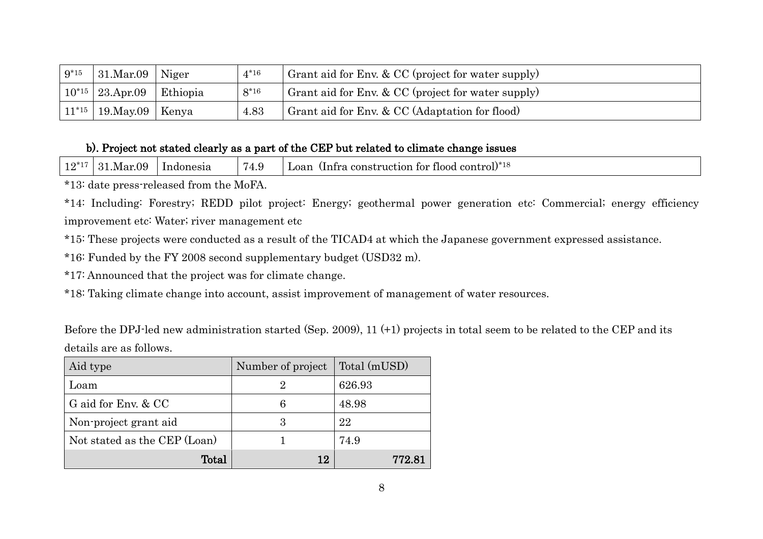| 9[*15] | 31.Mar.09 | Niger | 4[*16] | Grant aid for Env. & CC (project for water supply) |
|---|---|---|---|---|
| 10[*15] | 23.Apr.09 | Ethiopia | 8[*16] | Grant aid for Env. & CC (project for water supply) |
| 11[*15] | 19.May.09 | Kenya | 4.83 | Grant aid for Env. & CC (Adaptation for flood) |

**b). Project not stated clearly as a part of the CEP but related to climate change issues**

| 12[*17] | 31.Mar.09 | Indonesia | 74.9 | Loan (Infra construction for flood control)[*18] |
|---|---|---|---|---|

*13: date press-released from the MoFA.

*14: Including: Forestry; REDD pilot project: Energy; geothermal power generation etc: Commercial; energy efficiency improvement etc: Water; river management etc

*15: These projects were conducted as a result of the TICAD4 at which the Japanese government expressed assistance.

*16: Funded by the FY 2008 second supplementary budget (USD32 m).

*17: Announced that the project was for climate change.

*18: Taking climate change into account, assist improvement of management of water resources.

Before the DPJ-led new administration started (Sep. 2009), 11 (+1) projects in total seem to be related to the CEP and its details are as follows.

| Aid type | Number of project | Total (mUSD) |
|---|---|---|
| Loam | 2 | 626.93 |
| G aid for Env. & CC | 6 | 48.98 |
| Non-project grant aid | 3 | 22 |
| Not stated as the CEP (Loan) | 1 | 74.9 |
| **Total** | **12** | **772.81** |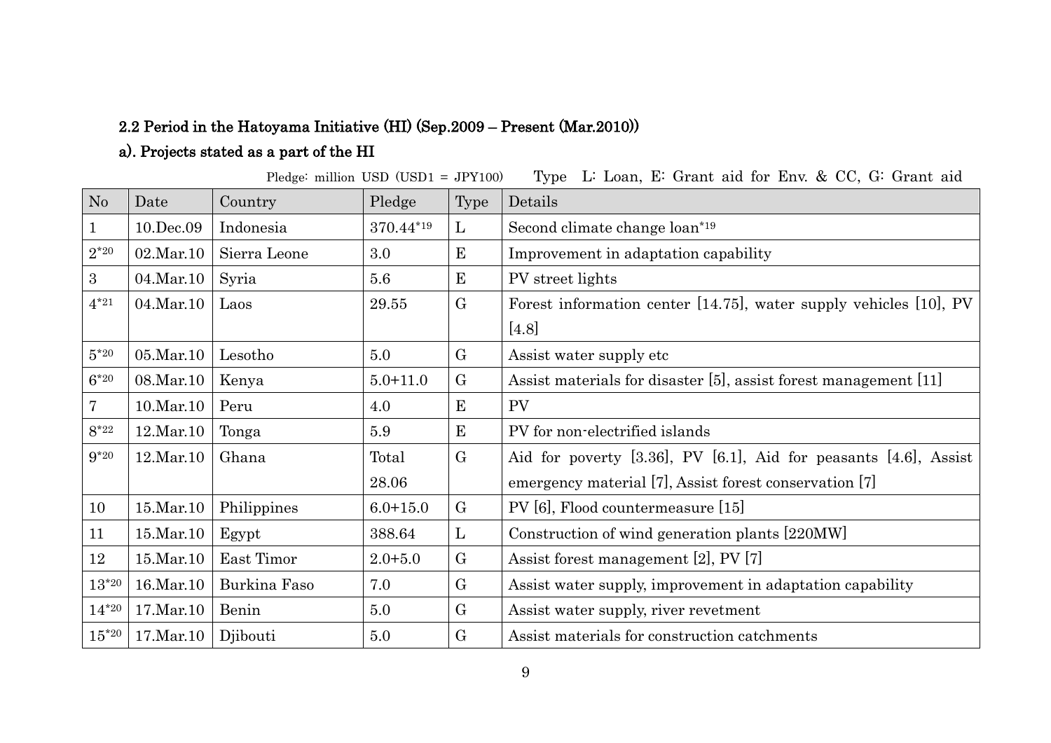### 2.2 Period in the Hatoyama Initiative (HI) (Sep.2009 – Present (Mar.2010))

### a). Projects stated as a part of the HI

Pledge: million USD (USD1 = JPY100)   Type L: Loan, E: Grant aid for Env. & CC, G: Grant aid

| No | Date | Country | Pledge | Type | Details |
|---|---|---|---|---|---|
| 1 | 10.Dec.09 | Indonesia | 370.44*19 | L | Second climate change loan*19 |
| 2*20 | 02.Mar.10 | Sierra Leone | 3.0 | E | Improvement in adaptation capability |
| 3 | 04.Mar.10 | Syria | 5.6 | E | PV street lights |
| 4*21 | 04.Mar.10 | Laos | 29.55 | G | Forest information center [14.75], water supply vehicles [10], PV [4.8] |
| 5*20 | 05.Mar.10 | Lesotho | 5.0 | G | Assist water supply etc |
| 6*20 | 08.Mar.10 | Kenya | 5.0+11.0 | G | Assist materials for disaster [5], assist forest management [11] |
| 7 | 10.Mar.10 | Peru | 4.0 | E | PV |
| 8*22 | 12.Mar.10 | Tonga | 5.9 | E | PV for non-electrified islands |
| 9*20 | 12.Mar.10 | Ghana | Total 28.06 | G | Aid for poverty [3.36], PV [6.1], Aid for peasants [4.6], Assist emergency material [7], Assist forest conservation [7] |
| 10 | 15.Mar.10 | Philippines | 6.0+15.0 | G | PV [6], Flood countermeasure [15] |
| 11 | 15.Mar.10 | Egypt | 388.64 | L | Construction of wind generation plants [220MW] |
| 12 | 15.Mar.10 | East Timor | 2.0+5.0 | G | Assist forest management [2], PV [7] |
| 13*20 | 16.Mar.10 | Burkina Faso | 7.0 | G | Assist water supply, improvement in adaptation capability |
| 14*20 | 17.Mar.10 | Benin | 5.0 | G | Assist water supply, river revetment |
| 15*20 | 17.Mar.10 | Djibouti | 5.0 | G | Assist materials for construction catchments |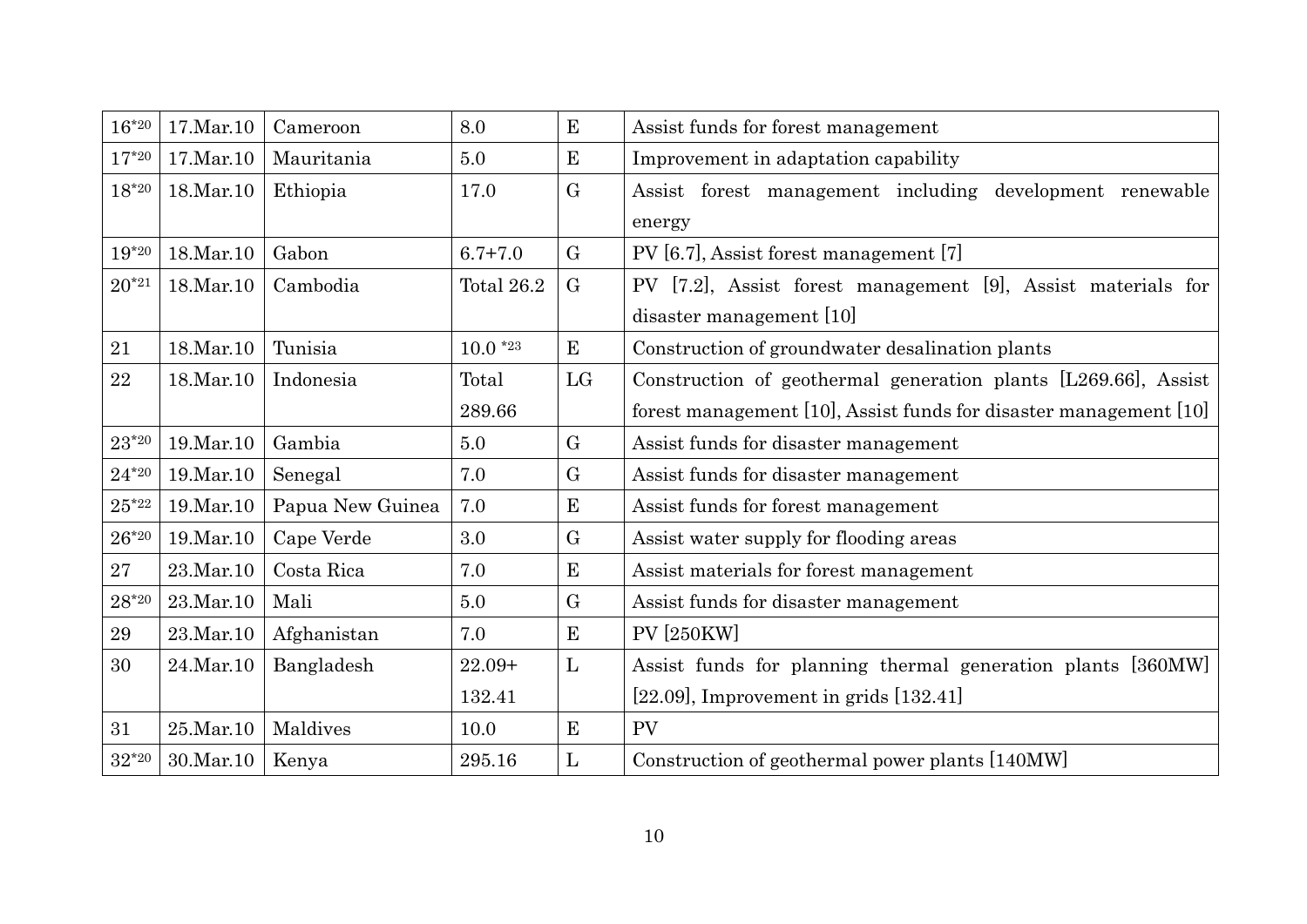| 16[*20] | 17.Mar.10 | Cameroon | 8.0 | E | Assist funds for forest management |
|---|---|---|---|---|---|
| 17[*20] | 17.Mar.10 | Mauritania | 5.0 | E | Improvement in adaptation capability |
| 18[*20] | 18.Mar.10 | Ethiopia | 17.0 | G | Assist forest management including development renewable energy |
| 19[*20] | 18.Mar.10 | Gabon | 6.7+7.0 | G | PV [6.7], Assist forest management [7] |
| 20[*21] | 18.Mar.10 | Cambodia | Total 26.2 | G | PV [7.2], Assist forest management [9], Assist materials for disaster management [10] |
| 21 | 18.Mar.10 | Tunisia | 10.0 [*23] | E | Construction of groundwater desalination plants |
| 22 | 18.Mar.10 | Indonesia | Total 289.66 | LG | Construction of geothermal generation plants [L269.66], Assist forest management [10], Assist funds for disaster management [10] |
| 23[*20] | 19.Mar.10 | Gambia | 5.0 | G | Assist funds for disaster management |
| 24[*20] | 19.Mar.10 | Senegal | 7.0 | G | Assist funds for disaster management |
| 25[*22] | 19.Mar.10 | Papua New Guinea | 7.0 | E | Assist funds for forest management |
| 26[*20] | 19.Mar.10 | Cape Verde | 3.0 | G | Assist water supply for flooding areas |
| 27 | 23.Mar.10 | Costa Rica | 7.0 | E | Assist materials for forest management |
| 28[*20] | 23.Mar.10 | Mali | 5.0 | G | Assist funds for disaster management |
| 29 | 23.Mar.10 | Afghanistan | 7.0 | E | PV [250KW] |
| 30 | 24.Mar.10 | Bangladesh | 22.09+ 132.41 | L | Assist funds for planning thermal generation plants [360MW] [22.09], Improvement in grids [132.41] |
| 31 | 25.Mar.10 | Maldives | 10.0 | E | PV |
| 32[*20] | 30.Mar.10 | Kenya | 295.16 | L | Construction of geothermal power plants [140MW] |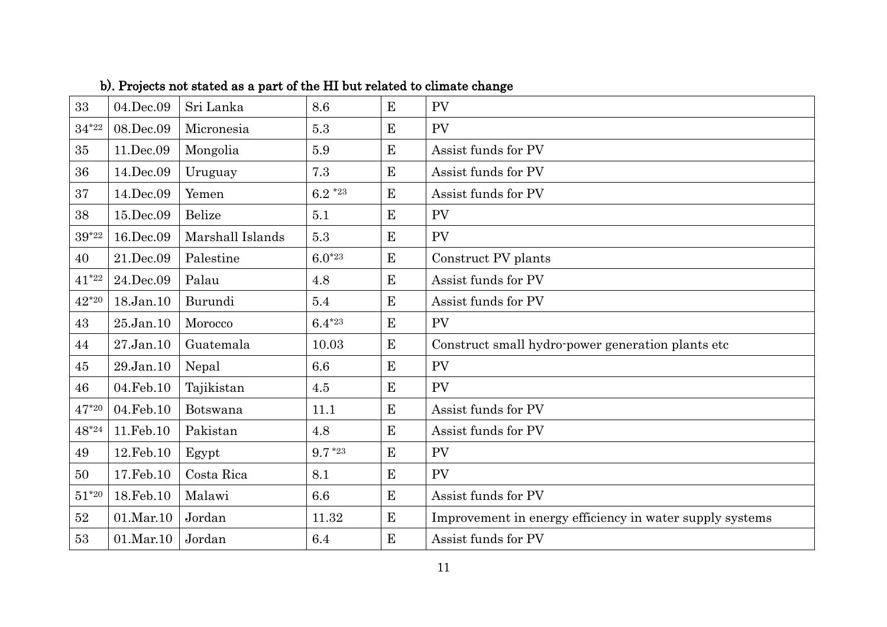### b). Projects not stated as a part of the HI but related to climate change

| | | | | | |
|---|---|---|---|---|---|
| 33 | 04.Dec.09 | Sri Lanka | 8.6 | E | PV |
| 34[*22] | 08.Dec.09 | Micronesia | 5.3 | E | PV |
| 35 | 11.Dec.09 | Mongolia | 5.9 | E | Assist funds for PV |
| 36 | 14.Dec.09 | Uruguay | 7.3 | E | Assist funds for PV |
| 37 | 14.Dec.09 | Yemen | 6.2 [*23] | E | Assist funds for PV |
| 38 | 15.Dec.09 | Belize | 5.1 | E | PV |
| 39[*22] | 16.Dec.09 | Marshall Islands | 5.3 | E | PV |
| 40 | 21.Dec.09 | Palestine | 6.0[*23] | E | Construct PV plants |
| 41[*22] | 24.Dec.09 | Palau | 4.8 | E | Assist funds for PV |
| 42[*20] | 18.Jan.10 | Burundi | 5.4 | E | Assist funds for PV |
| 43 | 25.Jan.10 | Morocco | 6.4[*23] | E | PV |
| 44 | 27.Jan.10 | Guatemala | 10.03 | E | Construct small hydro-power generation plants etc |
| 45 | 29.Jan.10 | Nepal | 6.6 | E | PV |
| 46 | 04.Feb.10 | Tajikistan | 4.5 | E | PV |
| 47[*20] | 04.Feb.10 | Botswana | 11.1 | E | Assist funds for PV |
| 48[*24] | 11.Feb.10 | Pakistan | 4.8 | E | Assist funds for PV |
| 49 | 12.Feb.10 | Egypt | 9.7 [*23] | E | PV |
| 50 | 17.Feb.10 | Costa Rica | 8.1 | E | PV |
| 51[*20] | 18.Feb.10 | Malawi | 6.6 | E | Assist funds for PV |
| 52 | 01.Mar.10 | Jordan | 11.32 | E | Improvement in energy efficiency in water supply systems |
| 53 | 01.Mar.10 | Jordan | 6.4 | E | Assist funds for PV |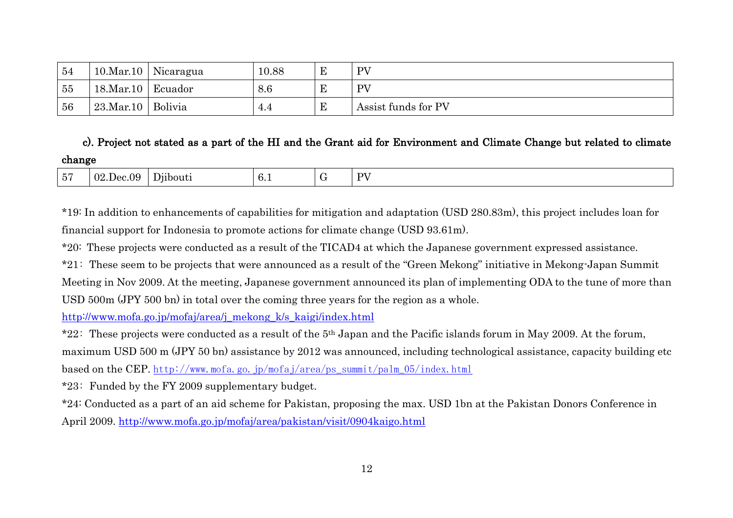| 54 | 10.Mar.10 | Nicaragua | 10.88 | E | PV |
|---|---|---|---|---|---|
| 55 | 18.Mar.10 | Ecuador | 8.6 | E | PV |
| 56 | 23.Mar.10 | Bolivia | 4.4 | E | Assist funds for PV |

**c). Project not stated as a part of the HI and the Grant aid for Environment and Climate Change but related to climate change**

| 57 | 02.Dec.09 | Djibouti | 6.1 | G | PV |
|---|---|---|---|---|---|

*19: In addition to enhancements of capabilities for mitigation and adaptation (USD 280.83m), this project includes loan for financial support for Indonesia to promote actions for climate change (USD 93.61m).

*20: These projects were conducted as a result of the TICAD4 at which the Japanese government expressed assistance.

*21: These seem to be projects that were announced as a result of the "Green Mekong" initiative in Mekong-Japan Summit Meeting in Nov 2009. At the meeting, Japanese government announced its plan of implementing ODA to the tune of more than USD 500m (JPY 500 bn) in total over the coming three years for the region as a whole. http://www.mofa.go.jp/mofaj/area/j_mekong_k/s_kaigi/index.html

*22: These projects were conducted as a result of the 5th Japan and the Pacific islands forum in May 2009. At the forum, maximum USD 500 m (JPY 50 bn) assistance by 2012 was announced, including technological assistance, capacity building etc based on the CEP. http://www.mofa.go.jp/mofaj/area/ps_summit/palm_05/index.html

*23: Funded by the FY 2009 supplementary budget.

*24: Conducted as a part of an aid scheme for Pakistan, proposing the max. USD 1bn at the Pakistan Donors Conference in April 2009. http://www.mofa.go.jp/mofaj/area/pakistan/visit/0904kaigo.html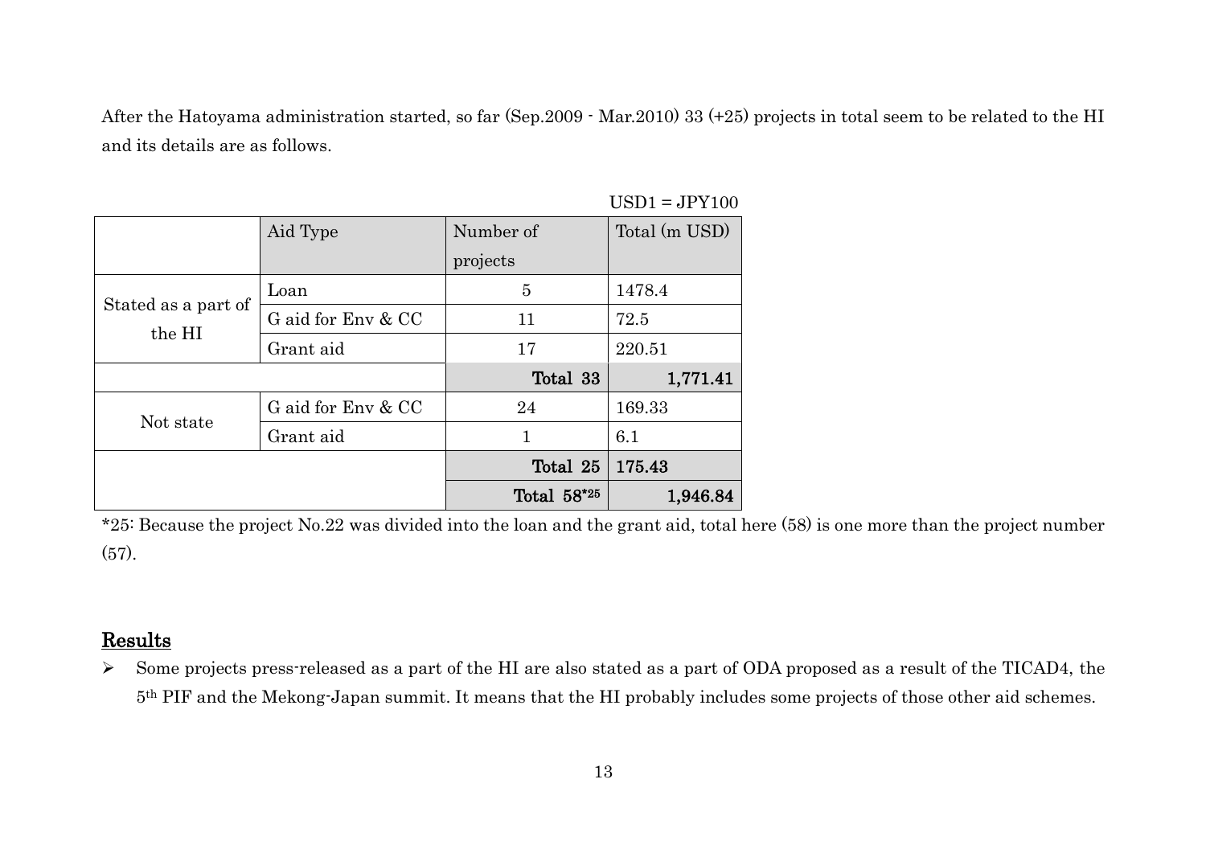After the Hatoyama administration started, so far (Sep.2009 - Mar.2010) 33 (+25) projects in total seem to be related to the HI and its details are as follows.

USD1 = JPY100

| | Aid Type | Number of projects | Total (m USD) |
|---|---|---|---|
| Stated as a part of the HI | Loan | 5 | 1478.4 |
| | G aid for Env & CC | 11 | 72.5 |
| | Grant aid | 17 | 220.51 |
| | | **Total 33** | **1,771.41** |
| Not state | G aid for Env & CC | 24 | 169.33 |
| | Grant aid | 1 | 6.1 |
| | | **Total 25** | **175.43** |
| | | **Total 58*25** | **1,946.84** |

*25: Because the project No.22 was divided into the loan and the grant aid, total here (58) is one more than the project number (57).

## Results

- Some projects press-released as a part of the HI are also stated as a part of ODA proposed as a result of the TICAD4, the 5th PIF and the Mekong-Japan summit. It means that the HI probably includes some projects of those other aid schemes.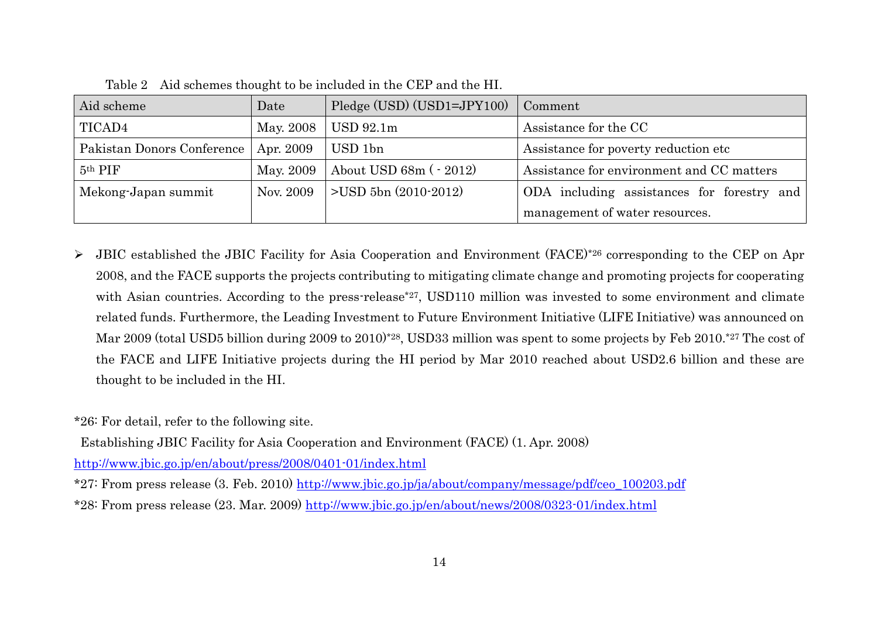Table 2 Aid schemes thought to be included in the CEP and the HI.

| Aid scheme | Date | Pledge (USD) (USD1=JPY100) | Comment |
|---|---|---|---|
| TICAD4 | May. 2008 | USD 92.1m | Assistance for the CC |
| Pakistan Donors Conference | Apr. 2009 | USD 1bn | Assistance for poverty reduction etc |
| 5th PIF | May. 2009 | About USD 68m ( - 2012) | Assistance for environment and CC matters |
| Mekong-Japan summit | Nov. 2009 | >USD 5bn (2010-2012) | ODA including assistances for forestry and management of water resources. |

- JBIC established the JBIC Facility for Asia Cooperation and Environment (FACE)*26 corresponding to the CEP on Apr 2008, and the FACE supports the projects contributing to mitigating climate change and promoting projects for cooperating with Asian countries. According to the press-release*27, USD110 million was invested to some environment and climate related funds. Furthermore, the Leading Investment to Future Environment Initiative (LIFE Initiative) was announced on Mar 2009 (total USD5 billion during 2009 to 2010)*28, USD33 million was spent to some projects by Feb 2010.*27 The cost of the FACE and LIFE Initiative projects during the HI period by Mar 2010 reached about USD2.6 billion and these are thought to be included in the HI.

*26: For detail, refer to the following site.

Establishing JBIC Facility for Asia Cooperation and Environment (FACE) (1. Apr. 2008)

http://www.jbic.go.jp/en/about/press/2008/0401-01/index.html

*27: From press release (3. Feb. 2010) http://www.jbic.go.jp/ja/about/company/message/pdf/ceo_100203.pdf

*28: From press release (23. Mar. 2009) http://www.jbic.go.jp/en/about/news/2008/0323-01/index.html